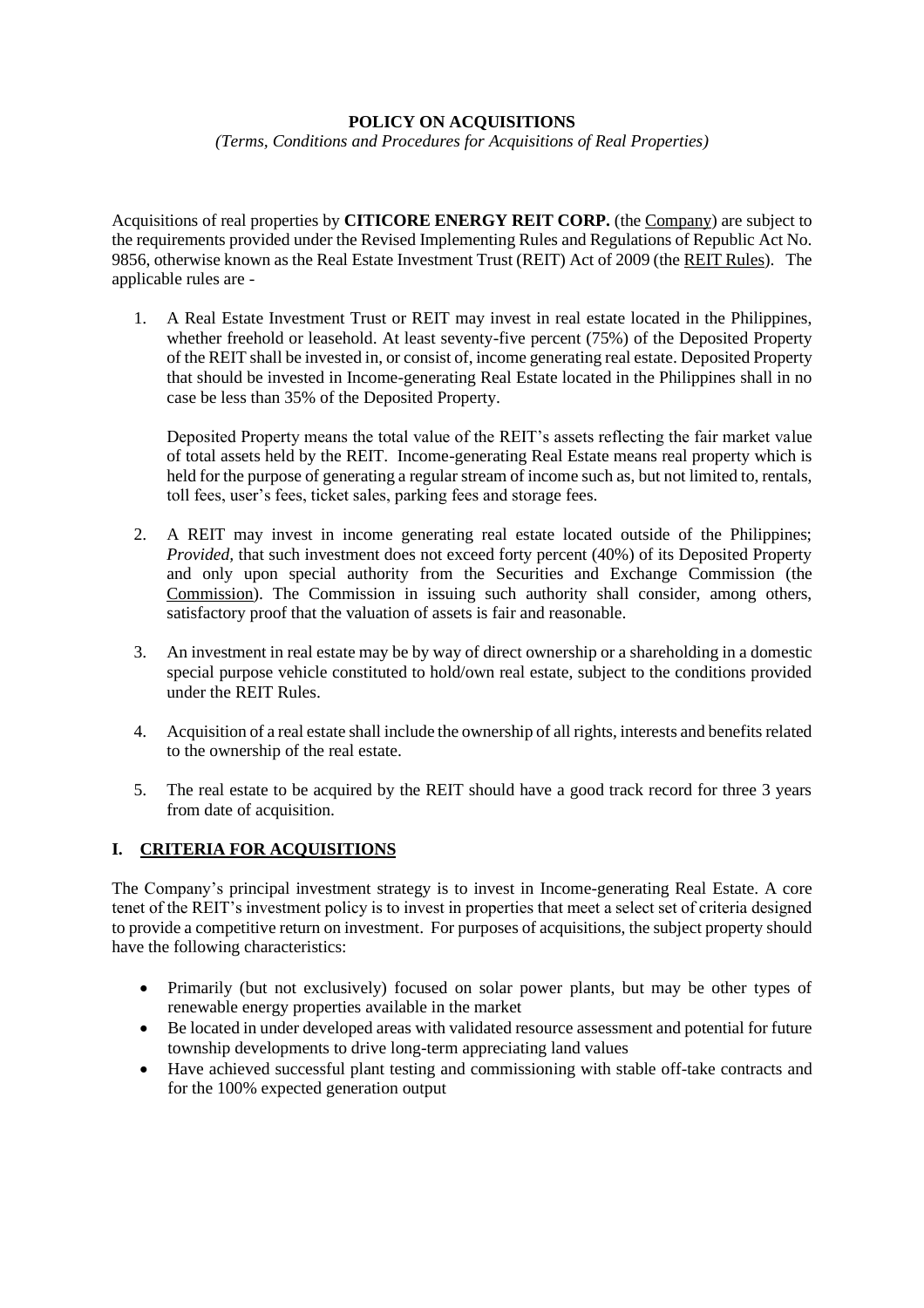**POLICY ON ACQUISITIONS**

*(Terms, Conditions and Procedures for Acquisitions of Real Properties)*

Acquisitions of real properties by **CITICORE ENERGY REIT CORP.** (the Company) are subject to the requirements provided under the Revised Implementing Rules and Regulations of Republic Act No. 9856, otherwise known as the Real Estate Investment Trust (REIT) Act of 2009 (the REIT Rules). The applicable rules are -

1. A Real Estate Investment Trust or REIT may invest in real estate located in the Philippines, whether freehold or leasehold. At least seventy-five percent (75%) of the Deposited Property of the REIT shall be invested in, or consist of, income generating real estate. Deposited Property that should be invested in Income-generating Real Estate located in the Philippines shall in no case be less than 35% of the Deposited Property.

   Deposited Property means the total value of the REIT's assets reflecting the fair market value of total assets held by the REIT. Income-generating Real Estate means real property which is held for the purpose of generating a regular stream of income such as, but not limited to, rentals, toll fees, user's fees, ticket sales, parking fees and storage fees.

2. A REIT may invest in income generating real estate located outside of the Philippines; *Provided*, that such investment does not exceed forty percent (40%) of its Deposited Property and only upon special authority from the Securities and Exchange Commission (the Commission). The Commission in issuing such authority shall consider, among others, satisfactory proof that the valuation of assets is fair and reasonable.

3. An investment in real estate may be by way of direct ownership or a shareholding in a domestic special purpose vehicle constituted to hold/own real estate, subject to the conditions provided under the REIT Rules.

4. Acquisition of a real estate shall include the ownership of all rights, interests and benefits related to the ownership of the real estate.

5. The real estate to be acquired by the REIT should have a good track record for three 3 years from date of acquisition.

## I. CRITERIA FOR ACQUISITIONS

The Company's principal investment strategy is to invest in Income-generating Real Estate. A core tenet of the REIT's investment policy is to invest in properties that meet a select set of criteria designed to provide a competitive return on investment. For purposes of acquisitions, the subject property should have the following characteristics:

- Primarily (but not exclusively) focused on solar power plants, but may be other types of renewable energy properties available in the market
- Be located in under developed areas with validated resource assessment and potential for future township developments to drive long-term appreciating land values
- Have achieved successful plant testing and commissioning with stable off-take contracts and for the 100% expected generation output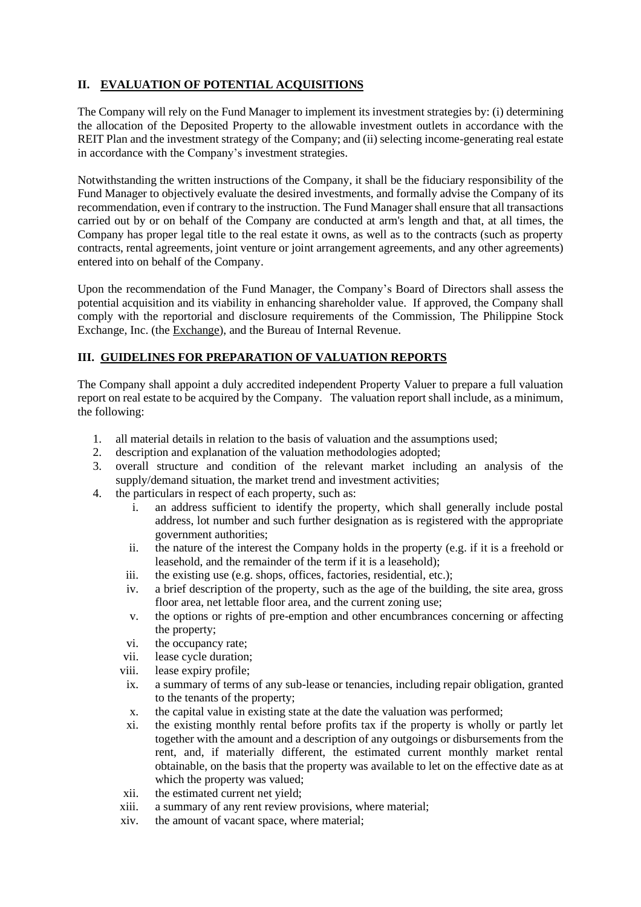## II. EVALUATION OF POTENTIAL ACQUISITIONS

The Company will rely on the Fund Manager to implement its investment strategies by: (i) determining the allocation of the Deposited Property to the allowable investment outlets in accordance with the REIT Plan and the investment strategy of the Company; and (ii) selecting income-generating real estate in accordance with the Company's investment strategies.

Notwithstanding the written instructions of the Company, it shall be the fiduciary responsibility of the Fund Manager to objectively evaluate the desired investments, and formally advise the Company of its recommendation, even if contrary to the instruction. The Fund Manager shall ensure that all transactions carried out by or on behalf of the Company are conducted at arm's length and that, at all times, the Company has proper legal title to the real estate it owns, as well as to the contracts (such as property contracts, rental agreements, joint venture or joint arrangement agreements, and any other agreements) entered into on behalf of the Company.

Upon the recommendation of the Fund Manager, the Company's Board of Directors shall assess the potential acquisition and its viability in enhancing shareholder value. If approved, the Company shall comply with the reportorial and disclosure requirements of the Commission, The Philippine Stock Exchange, Inc. (the Exchange), and the Bureau of Internal Revenue.

## III. GUIDELINES FOR PREPARATION OF VALUATION REPORTS

The Company shall appoint a duly accredited independent Property Valuer to prepare a full valuation report on real estate to be acquired by the Company. The valuation report shall include, as a minimum, the following:

1. all material details in relation to the basis of valuation and the assumptions used;
2. description and explanation of the valuation methodologies adopted;
3. overall structure and condition of the relevant market including an analysis of the supply/demand situation, the market trend and investment activities;
4. the particulars in respect of each property, such as:
    i. an address sufficient to identify the property, which shall generally include postal address, lot number and such further designation as is registered with the appropriate government authorities;
    ii. the nature of the interest the Company holds in the property (e.g. if it is a freehold or leasehold, and the remainder of the term if it is a leasehold);
    iii. the existing use (e.g. shops, offices, factories, residential, etc.);
    iv. a brief description of the property, such as the age of the building, the site area, gross floor area, net lettable floor area, and the current zoning use;
    v. the options or rights of pre-emption and other encumbrances concerning or affecting the property;
    vi. the occupancy rate;
    vii. lease cycle duration;
    viii. lease expiry profile;
    ix. a summary of terms of any sub-lease or tenancies, including repair obligation, granted to the tenants of the property;
    x. the capital value in existing state at the date the valuation was performed;
    xi. the existing monthly rental before profits tax if the property is wholly or partly let together with the amount and a description of any outgoings or disbursements from the rent, and, if materially different, the estimated current monthly market rental obtainable, on the basis that the property was available to let on the effective date as at which the property was valued;
    xii. the estimated current net yield;
    xiii. a summary of any rent review provisions, where material;
    xiv. the amount of vacant space, where material;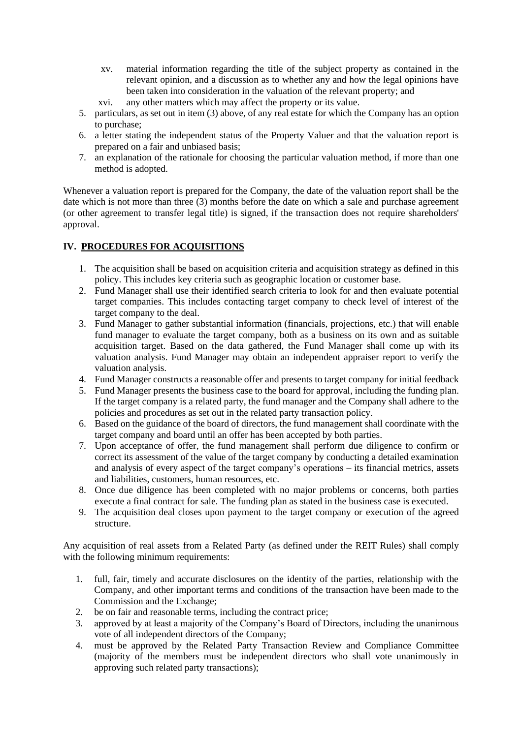xv. material information regarding the title of the subject property as contained in the relevant opinion, and a discussion as to whether any and how the legal opinions have been taken into consideration in the valuation of the relevant property; and

xvi. any other matters which may affect the property or its value.

5. particulars, as set out in item (3) above, of any real estate for which the Company has an option to purchase;
6. a letter stating the independent status of the Property Valuer and that the valuation report is prepared on a fair and unbiased basis;
7. an explanation of the rationale for choosing the particular valuation method, if more than one method is adopted.

Whenever a valuation report is prepared for the Company, the date of the valuation report shall be the date which is not more than three (3) months before the date on which a sale and purchase agreement (or other agreement to transfer legal title) is signed, if the transaction does not require shareholders' approval.

## IV. PROCEDURES FOR ACQUISITIONS

1. The acquisition shall be based on acquisition criteria and acquisition strategy as defined in this policy. This includes key criteria such as geographic location or customer base.
2. Fund Manager shall use their identified search criteria to look for and then evaluate potential target companies. This includes contacting target company to check level of interest of the target company to the deal.
3. Fund Manager to gather substantial information (financials, projections, etc.) that will enable fund manager to evaluate the target company, both as a business on its own and as suitable acquisition target. Based on the data gathered, the Fund Manager shall come up with its valuation analysis. Fund Manager may obtain an independent appraiser report to verify the valuation analysis.
4. Fund Manager constructs a reasonable offer and presents to target company for initial feedback
5. Fund Manager presents the business case to the board for approval, including the funding plan. If the target company is a related party, the fund manager and the Company shall adhere to the policies and procedures as set out in the related party transaction policy.
6. Based on the guidance of the board of directors, the fund management shall coordinate with the target company and board until an offer has been accepted by both parties.
7. Upon acceptance of offer, the fund management shall perform due diligence to confirm or correct its assessment of the value of the target company by conducting a detailed examination and analysis of every aspect of the target company's operations – its financial metrics, assets and liabilities, customers, human resources, etc.
8. Once due diligence has been completed with no major problems or concerns, both parties execute a final contract for sale. The funding plan as stated in the business case is executed.
9. The acquisition deal closes upon payment to the target company or execution of the agreed structure.

Any acquisition of real assets from a Related Party (as defined under the REIT Rules) shall comply with the following minimum requirements:

1. full, fair, timely and accurate disclosures on the identity of the parties, relationship with the Company, and other important terms and conditions of the transaction have been made to the Commission and the Exchange;
2. be on fair and reasonable terms, including the contract price;
3. approved by at least a majority of the Company's Board of Directors, including the unanimous vote of all independent directors of the Company;
4. must be approved by the Related Party Transaction Review and Compliance Committee (majority of the members must be independent directors who shall vote unanimously in approving such related party transactions);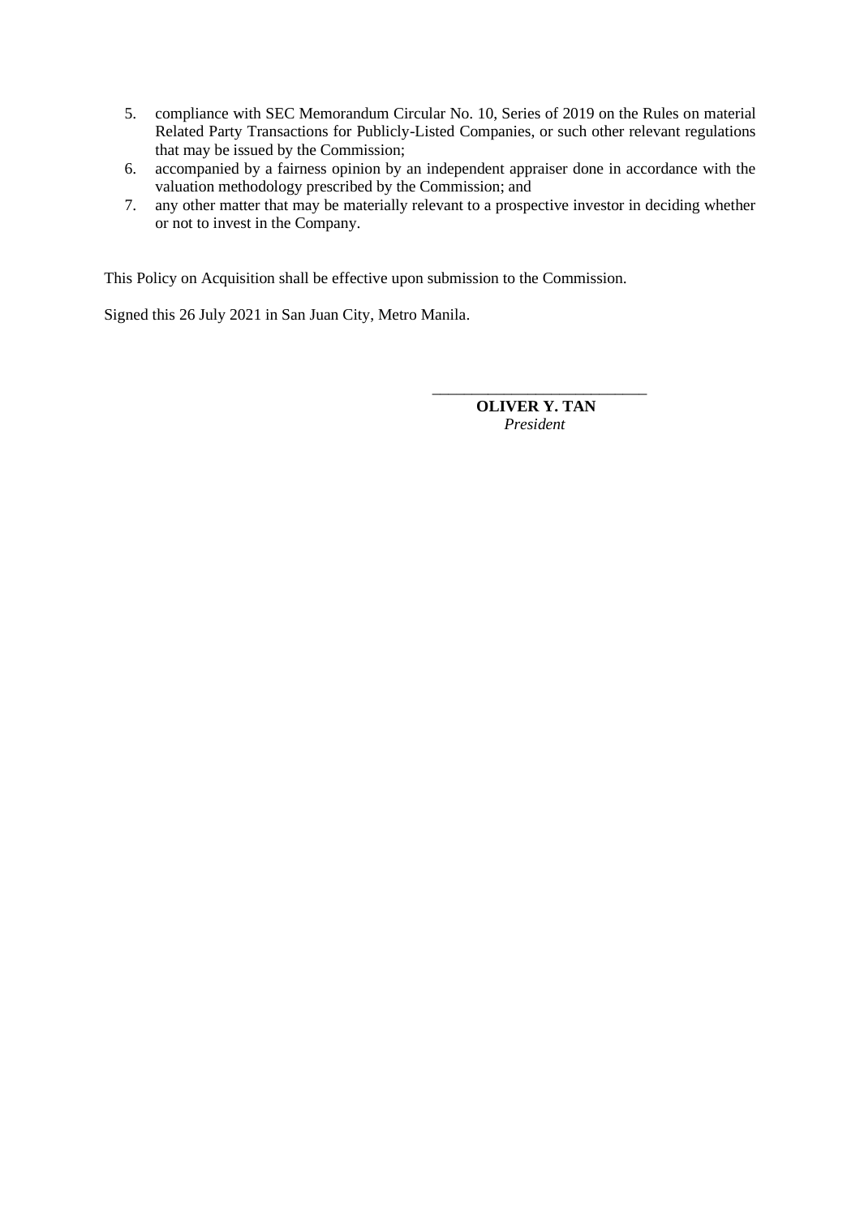5. compliance with SEC Memorandum Circular No. 10, Series of 2019 on the Rules on material Related Party Transactions for Publicly-Listed Companies, or such other relevant regulations that may be issued by the Commission;
6. accompanied by a fairness opinion by an independent appraiser done in accordance with the valuation methodology prescribed by the Commission; and
7. any other matter that may be materially relevant to a prospective investor in deciding whether or not to invest in the Company.

This Policy on Acquisition shall be effective upon submission to the Commission.

Signed this 26 July 2021 in San Juan City, Metro Manila.

\_\_\_\_\_\_\_\_\_\_\_\_\_\_\_\_\_\_\_\_\_\_\_\_\_\_\_\_

**OLIVER Y. TAN**
*President*